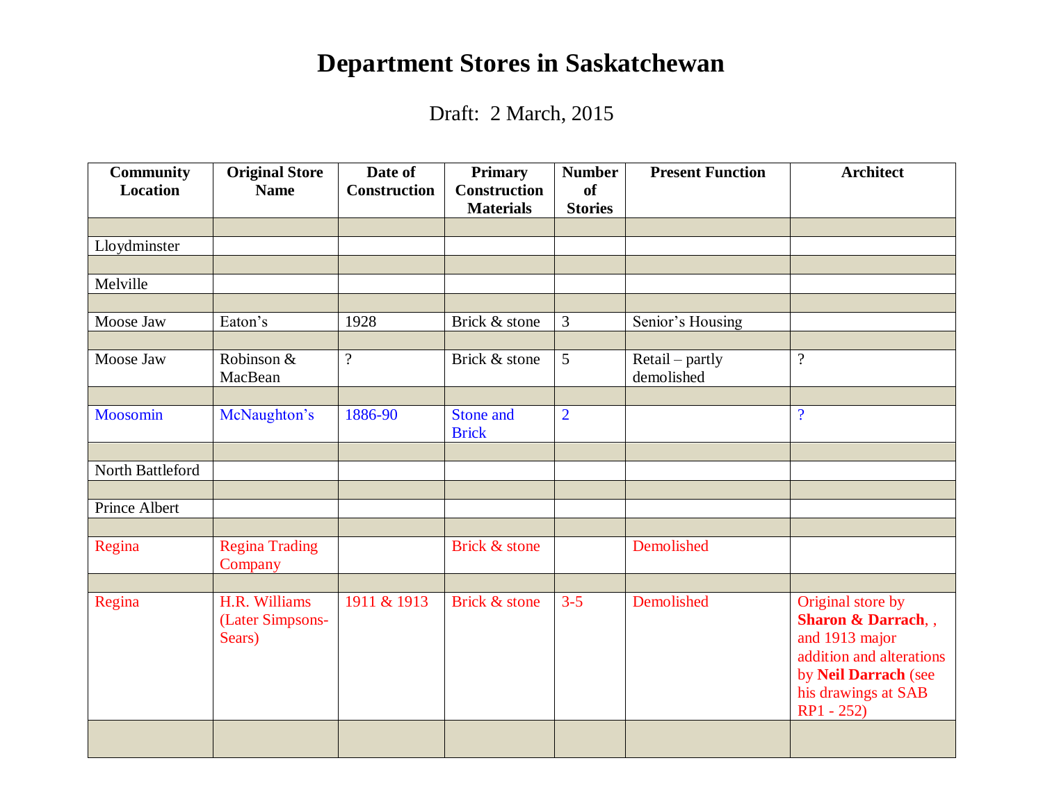# Department Stores in Saskatchewan

Draft: 2 March, 2015

| Community Location | Original Store Name | Date of Construction | Primary Construction Materials | Number of Stories | Present Function | Architect |
|---|---|---|---|---|---|---|
| | | | | | | |
| Lloydminster | | | | | | |
| | | | | | | |
| Melville | | | | | | |
| | | | | | | |
| Moose Jaw | Eaton's | 1928 | Brick & stone | 3 | Senior's Housing | |
| | | | | | | |
| Moose Jaw | Robinson & MacBean | ? | Brick & stone | 5 | Retail – partly demolished | ? |
| | | | | | | |
| Moosomin | McNaughton's | 1886-90 | Stone and Brick | 2 | | ? |
| | | | | | | |
| North Battleford | | | | | | |
| | | | | | | |
| Prince Albert | | | | | | |
| | | | | | | |
| Regina | Regina Trading Company | | Brick & stone | | Demolished | |
| | | | | | | |
| Regina | H.R. Williams (Later Simpsons-Sears) | 1911 & 1913 | Brick & stone | 3-5 | Demolished | Original store by **Sharon & Darrach**, , and 1913 major addition and alterations by **Neil Darrach** (see his drawings at SAB RP1 - 252) |
| | | | | | | |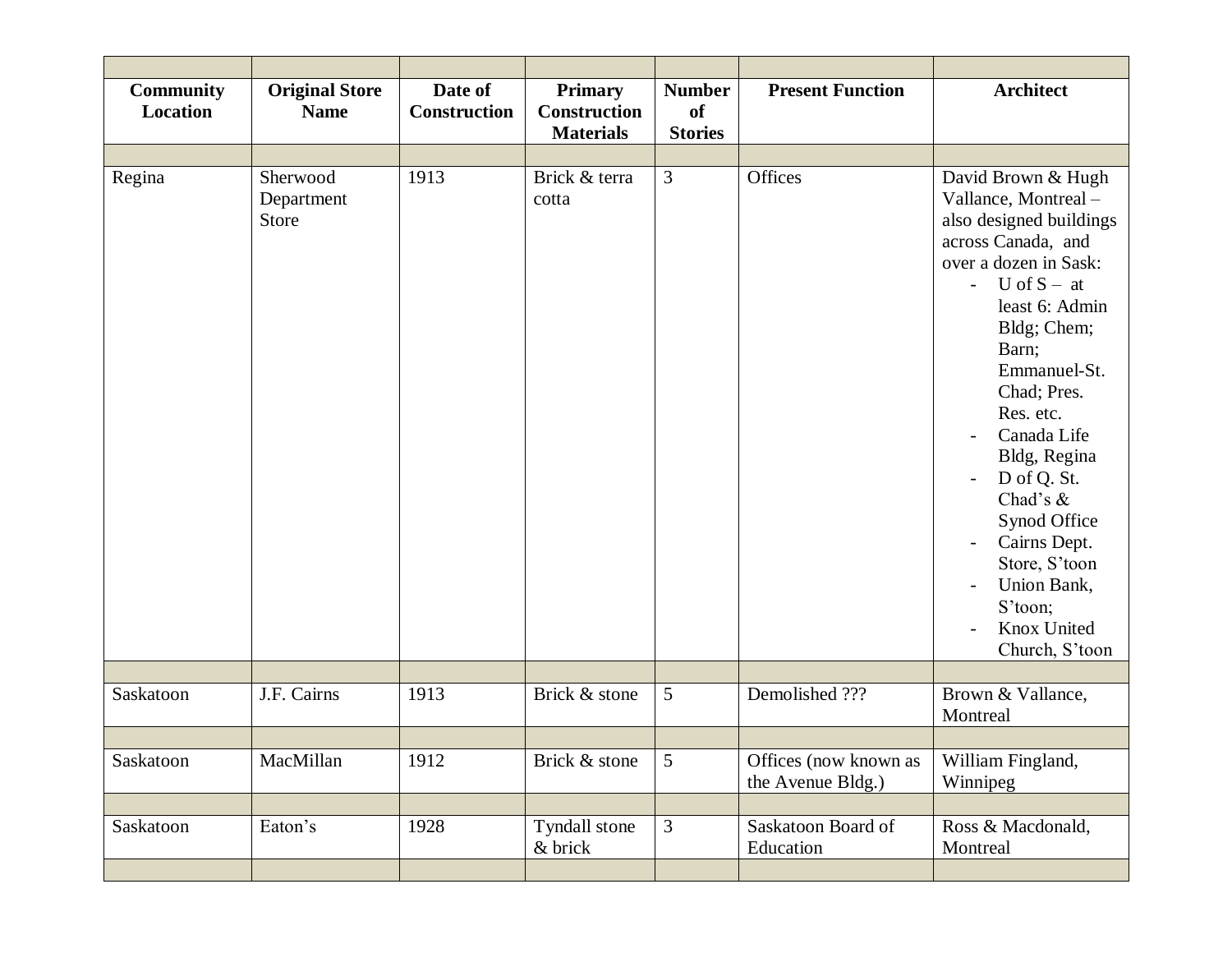| Community Location | Original Store Name | Date of Construction | Primary Construction Materials | Number of Stories | Present Function | Architect |
|---|---|---|---|---|---|---|
| Regina | Sherwood Department Store | 1913 | Brick & terra cotta | 3 | Offices | David Brown & Hugh Vallance, Montreal – also designed buildings across Canada, and over a dozen in Sask: - U of S – at least 6: Admin Bldg; Chem; Barn; Emmanuel-St. Chad; Pres. Res. etc. - Canada Life Bldg, Regina - D of Q. St. Chad's & Synod Office - Cairns Dept. Store, S'toon - Union Bank, S'toon; - Knox United Church, S'toon |
| Saskatoon | J.F. Cairns | 1913 | Brick & stone | 5 | Demolished ??? | Brown & Vallance, Montreal |
| Saskatoon | MacMillan | 1912 | Brick & stone | 5 | Offices (now known as the Avenue Bldg.) | William Fingland, Winnipeg |
| Saskatoon | Eaton's | 1928 | Tyndall stone & brick | 3 | Saskatoon Board of Education | Ross & Macdonald, Montreal |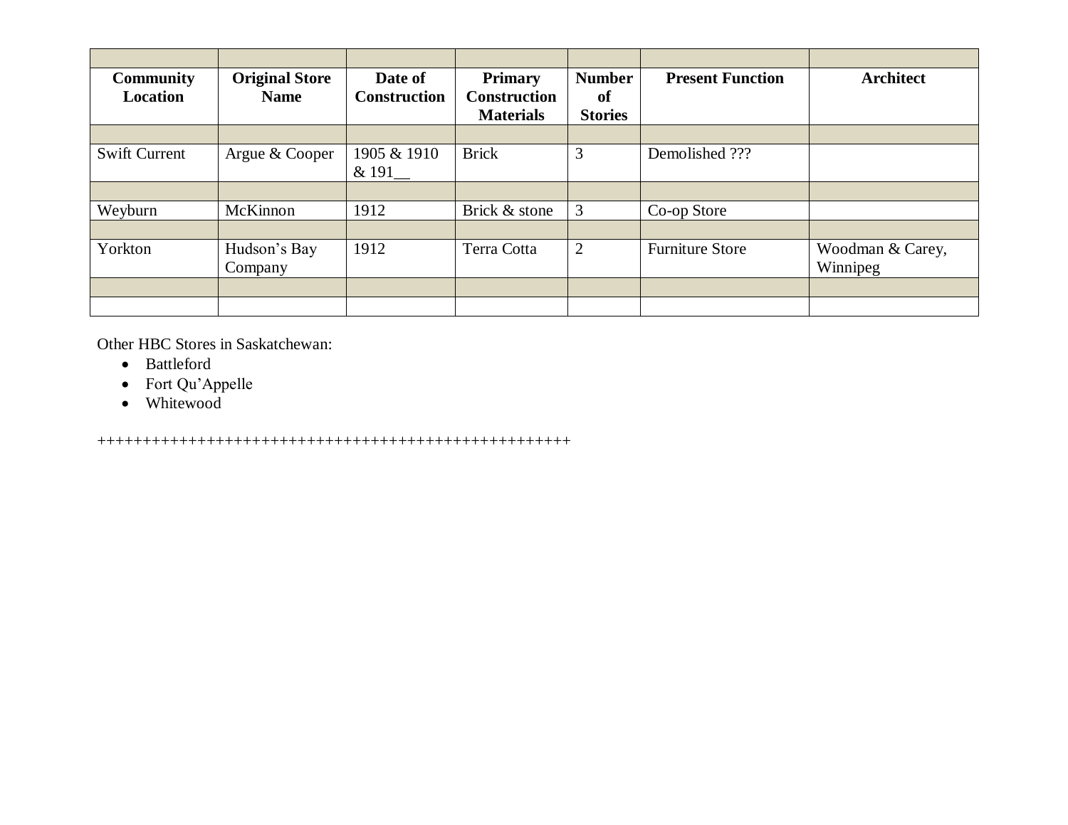| Community Location | Original Store Name | Date of Construction | Primary Construction Materials | Number of Stories | Present Function | Architect |
|---|---|---|---|---|---|---|
| | | | | | | |
| Swift Current | Argue & Cooper | 1905 & 1910 & 191__ | Brick | 3 | Demolished ??? | |
| | | | | | | |
| Weyburn | McKinnon | 1912 | Brick & stone | 3 | Co-op Store | |
| | | | | | | |
| Yorkton | Hudson's Bay Company | 1912 | Terra Cotta | 2 | Furniture Store | Woodman & Carey, Winnipeg |
| | | | | | | |
| | | | | | | |

Other HBC Stores in Saskatchewan:

- Battleford
- Fort Qu'Appelle
- Whitewood

+++++++++++++++++++++++++++++++++++++++++++++++++++++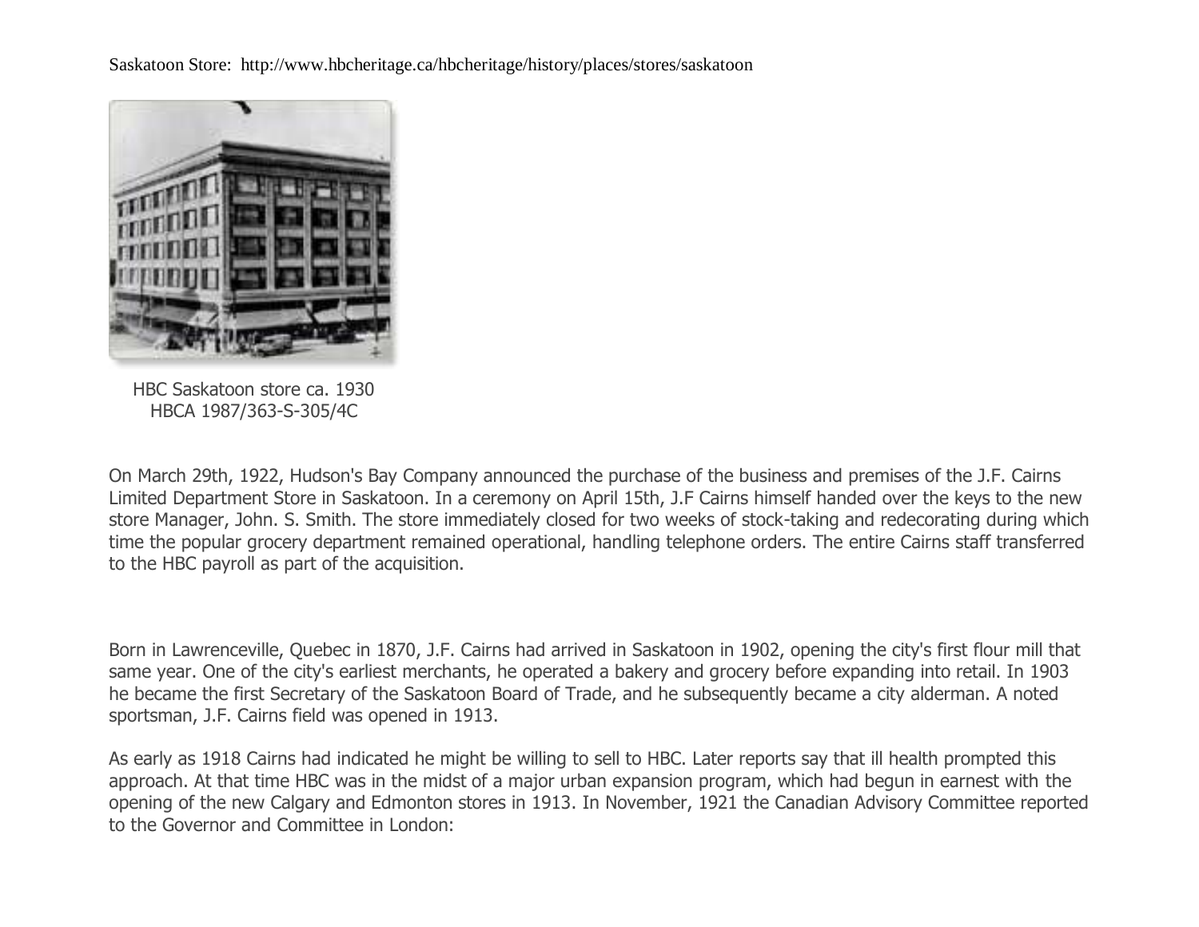Saskatoon Store: http://www.hbcheritage.ca/hbcheritage/history/places/stores/saskatoon

HBC Saskatoon store ca. 1930
HBCA 1987/363-S-305/4C

On March 29th, 1922, Hudson's Bay Company announced the purchase of the business and premises of the J.F. Cairns Limited Department Store in Saskatoon. In a ceremony on April 15th, J.F Cairns himself handed over the keys to the new store Manager, John. S. Smith. The store immediately closed for two weeks of stock-taking and redecorating during which time the popular grocery department remained operational, handling telephone orders. The entire Cairns staff transferred to the HBC payroll as part of the acquisition.

Born in Lawrenceville, Quebec in 1870, J.F. Cairns had arrived in Saskatoon in 1902, opening the city's first flour mill that same year. One of the city's earliest merchants, he operated a bakery and grocery before expanding into retail. In 1903 he became the first Secretary of the Saskatoon Board of Trade, and he subsequently became a city alderman. A noted sportsman, J.F. Cairns field was opened in 1913.

As early as 1918 Cairns had indicated he might be willing to sell to HBC. Later reports say that ill health prompted this approach. At that time HBC was in the midst of a major urban expansion program, which had begun in earnest with the opening of the new Calgary and Edmonton stores in 1913. In November, 1921 the Canadian Advisory Committee reported to the Governor and Committee in London: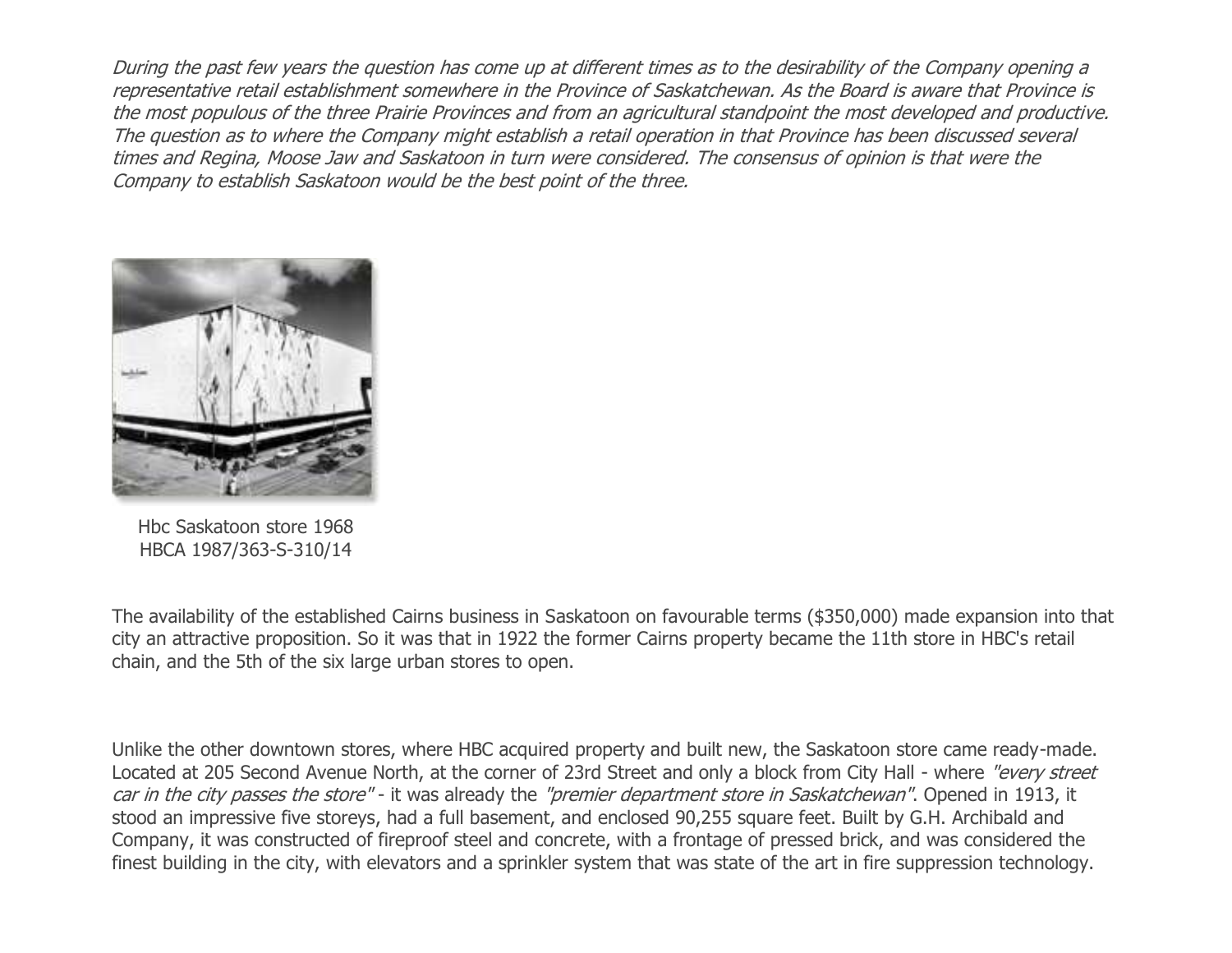*During the past few years the question has come up at different times as to the desirability of the Company opening a representative retail establishment somewhere in the Province of Saskatchewan. As the Board is aware that Province is the most populous of the three Prairie Provinces and from an agricultural standpoint the most developed and productive. The question as to where the Company might establish a retail operation in that Province has been discussed several times and Regina, Moose Jaw and Saskatoon in turn were considered. The consensus of opinion is that were the Company to establish Saskatoon would be the best point of the three.*

Hbc Saskatoon store 1968
HBCA 1987/363-S-310/14

The availability of the established Cairns business in Saskatoon on favourable terms ($350,000) made expansion into that city an attractive proposition. So it was that in 1922 the former Cairns property became the 11th store in HBC's retail chain, and the 5th of the six large urban stores to open.

Unlike the other downtown stores, where HBC acquired property and built new, the Saskatoon store came ready-made. Located at 205 Second Avenue North, at the corner of 23rd Street and only a block from City Hall - where *"every street car in the city passes the store"* - it was already the *"premier department store in Saskatchewan"*. Opened in 1913, it stood an impressive five storeys, had a full basement, and enclosed 90,255 square feet. Built by G.H. Archibald and Company, it was constructed of fireproof steel and concrete, with a frontage of pressed brick, and was considered the finest building in the city, with elevators and a sprinkler system that was state of the art in fire suppression technology.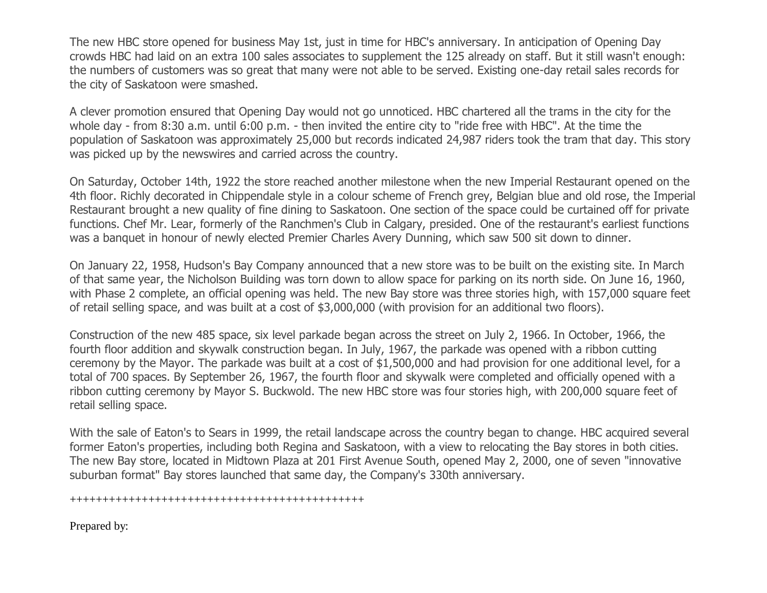The new HBC store opened for business May 1st, just in time for HBC's anniversary. In anticipation of Opening Day crowds HBC had laid on an extra 100 sales associates to supplement the 125 already on staff. But it still wasn't enough: the numbers of customers was so great that many were not able to be served. Existing one-day retail sales records for the city of Saskatoon were smashed.

A clever promotion ensured that Opening Day would not go unnoticed. HBC chartered all the trams in the city for the whole day - from 8:30 a.m. until 6:00 p.m. - then invited the entire city to "ride free with HBC". At the time the population of Saskatoon was approximately 25,000 but records indicated 24,987 riders took the tram that day. This story was picked up by the newswires and carried across the country.

On Saturday, October 14th, 1922 the store reached another milestone when the new Imperial Restaurant opened on the 4th floor. Richly decorated in Chippendale style in a colour scheme of French grey, Belgian blue and old rose, the Imperial Restaurant brought a new quality of fine dining to Saskatoon. One section of the space could be curtained off for private functions. Chef Mr. Lear, formerly of the Ranchmen's Club in Calgary, presided. One of the restaurant's earliest functions was a banquet in honour of newly elected Premier Charles Avery Dunning, which saw 500 sit down to dinner.

On January 22, 1958, Hudson's Bay Company announced that a new store was to be built on the existing site. In March of that same year, the Nicholson Building was torn down to allow space for parking on its north side. On June 16, 1960, with Phase 2 complete, an official opening was held. The new Bay store was three stories high, with 157,000 square feet of retail selling space, and was built at a cost of $3,000,000 (with provision for an additional two floors).

Construction of the new 485 space, six level parkade began across the street on July 2, 1966. In October, 1966, the fourth floor addition and skywalk construction began. In July, 1967, the parkade was opened with a ribbon cutting ceremony by the Mayor. The parkade was built at a cost of $1,500,000 and had provision for one additional level, for a total of 700 spaces. By September 26, 1967, the fourth floor and skywalk were completed and officially opened with a ribbon cutting ceremony by Mayor S. Buckwold. The new HBC store was four stories high, with 200,000 square feet of retail selling space.

With the sale of Eaton's to Sears in 1999, the retail landscape across the country began to change. HBC acquired several former Eaton's properties, including both Regina and Saskatoon, with a view to relocating the Bay stores in both cities. The new Bay store, located in Midtown Plaza at 201 First Avenue South, opened May 2, 2000, one of seven "innovative suburban format" Bay stores launched that same day, the Company's 330th anniversary.

++++++++++++++++++++++++++++++++++++++++++++++

Prepared by: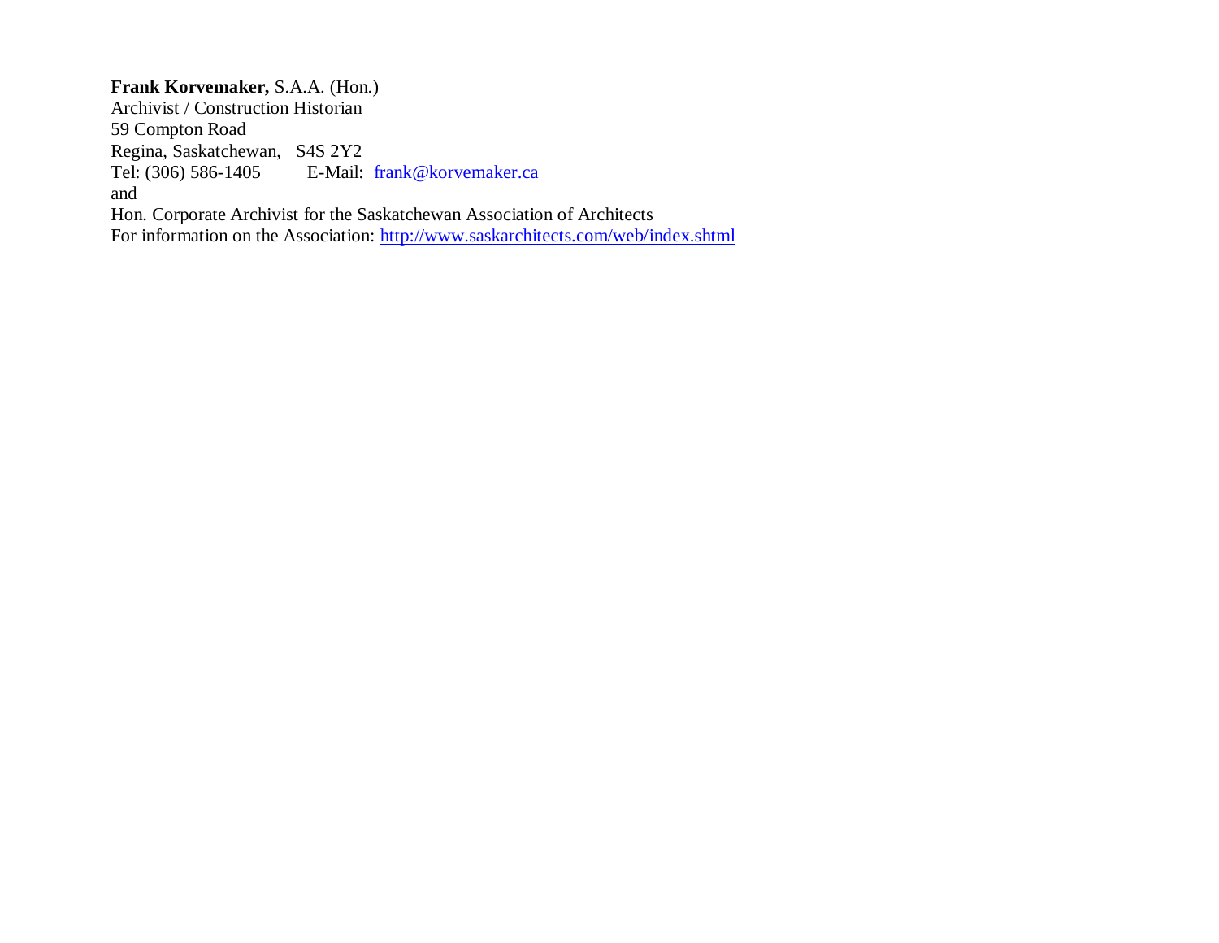**Frank Korvemaker,** S.A.A. (Hon.)
Archivist / Construction Historian
59 Compton Road
Regina, Saskatchewan, S4S 2Y2
Tel: (306) 586-1405 E-Mail: frank@korvemaker.ca
and
Hon. Corporate Archivist for the Saskatchewan Association of Architects
For information on the Association: http://www.saskarchitects.com/web/index.shtml